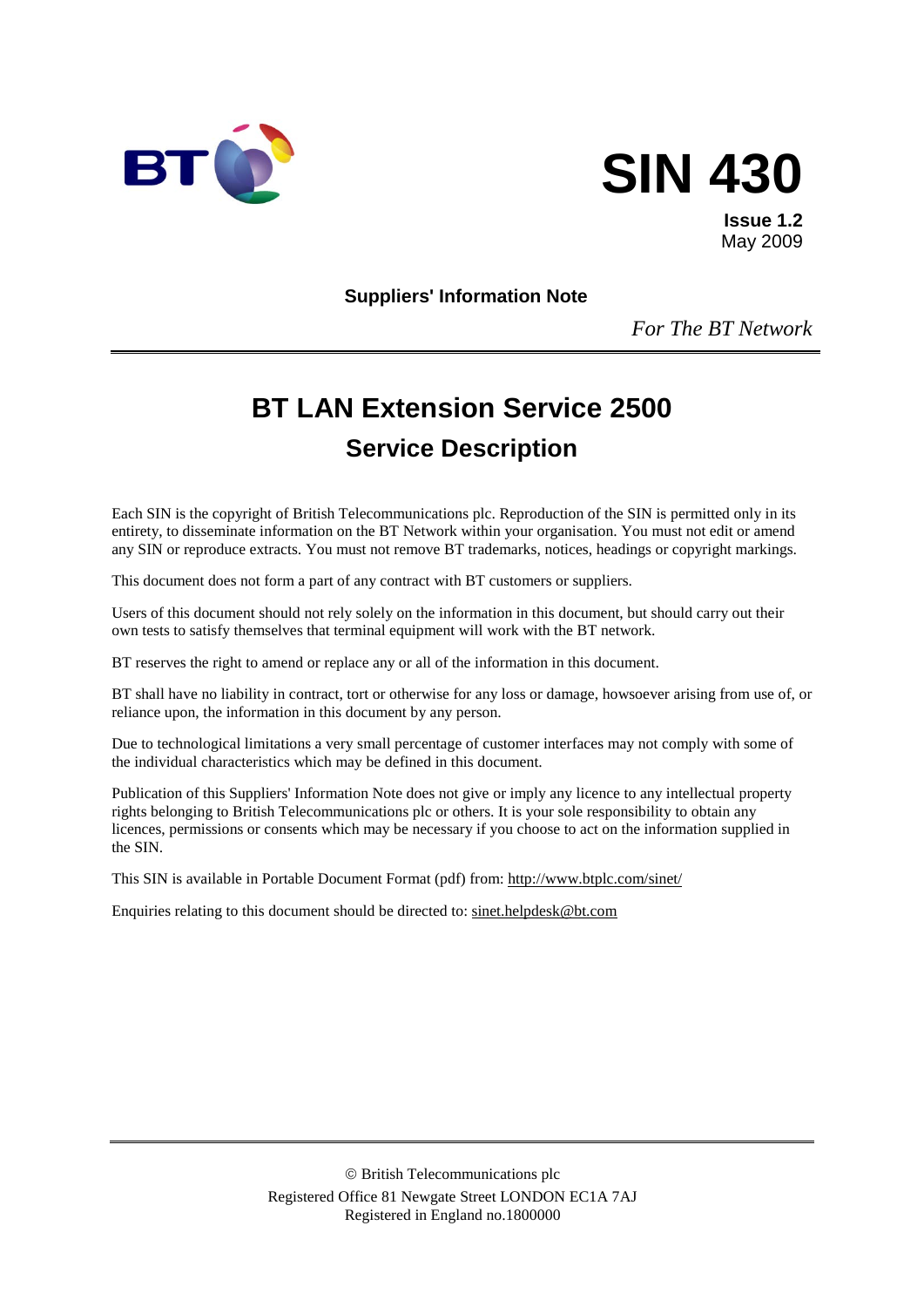# SIN 430

**Issue 1.2**
May 2009

**Suppliers' Information Note**

*For The BT Network*

# BT LAN Extension Service 2500

## Service Description

Each SIN is the copyright of British Telecommunications plc. Reproduction of the SIN is permitted only in its entirety, to disseminate information on the BT Network within your organisation. You must not edit or amend any SIN or reproduce extracts. You must not remove BT trademarks, notices, headings or copyright markings.

This document does not form a part of any contract with BT customers or suppliers.

Users of this document should not rely solely on the information in this document, but should carry out their own tests to satisfy themselves that terminal equipment will work with the BT network.

BT reserves the right to amend or replace any or all of the information in this document.

BT shall have no liability in contract, tort or otherwise for any loss or damage, howsoever arising from use of, or reliance upon, the information in this document by any person.

Due to technological limitations a very small percentage of customer interfaces may not comply with some of the individual characteristics which may be defined in this document.

Publication of this Suppliers' Information Note does not give or imply any licence to any intellectual property rights belonging to British Telecommunications plc or others. It is your sole responsibility to obtain any licences, permissions or consents which may be necessary if you choose to act on the information supplied in the SIN.

This SIN is available in Portable Document Format (pdf) from: http://www.btplc.com/sinet/

Enquiries relating to this document should be directed to: sinet.helpdesk@bt.com

© British Telecommunications plc
Registered Office 81 Newgate Street LONDON EC1A 7AJ
Registered in England no.1800000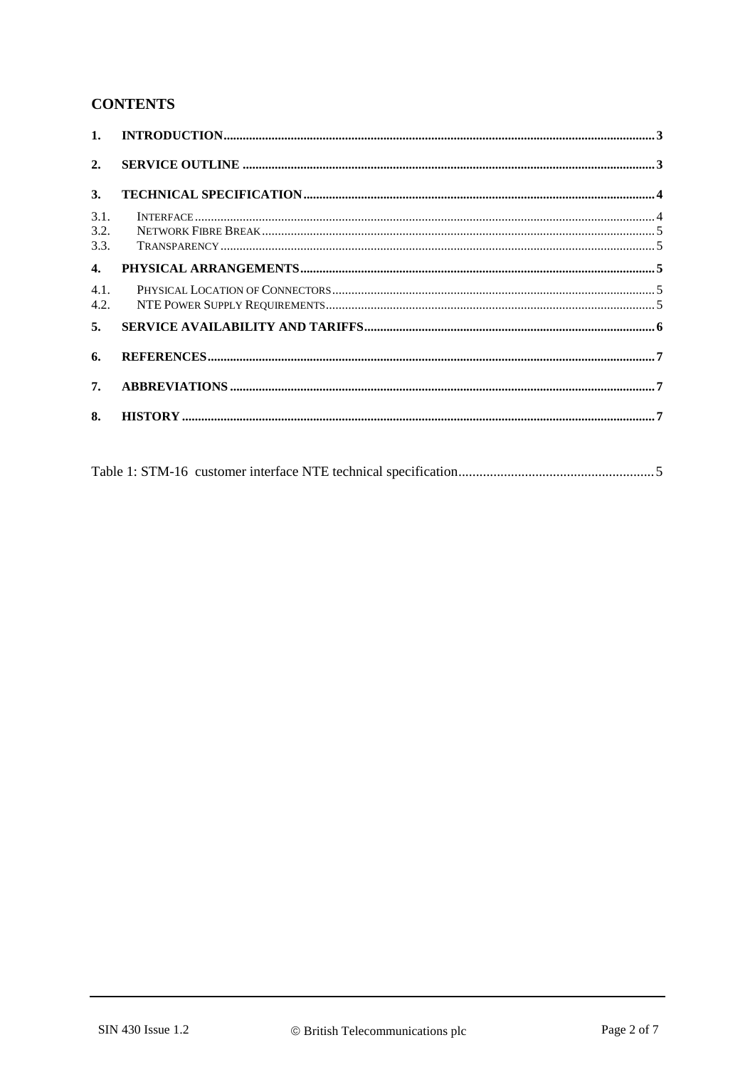## CONTENTS

1. INTRODUCTION ..... 3
2. SERVICE OUTLINE ..... 3
3. TECHNICAL SPECIFICATION ..... 4
   - 3.1. INTERFACE ..... 4
   - 3.2. NETWORK FIBRE BREAK ..... 5
   - 3.3. TRANSPARENCY ..... 5
4. PHYSICAL ARRANGEMENTS ..... 5
   - 4.1. PHYSICAL LOCATION OF CONNECTORS ..... 5
   - 4.2. NTE POWER SUPPLY REQUIREMENTS ..... 5
5. SERVICE AVAILABILITY AND TARIFFS ..... 6
6. REFERENCES ..... 7
7. ABBREVIATIONS ..... 7
8. HISTORY ..... 7

Table 1: STM-16 customer interface NTE technical specification ..... 5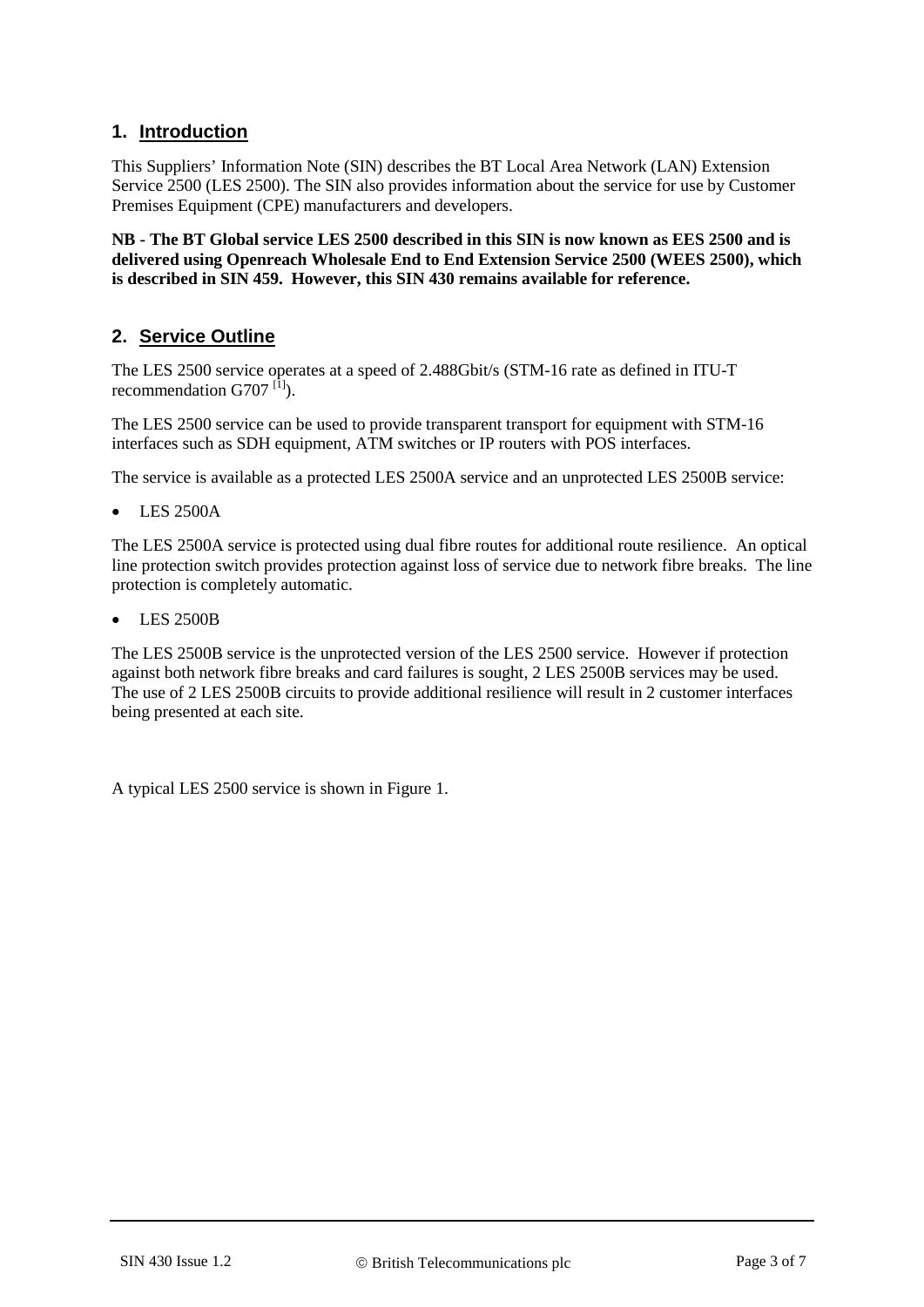## 1. Introduction

This Suppliers' Information Note (SIN) describes the BT Local Area Network (LAN) Extension Service 2500 (LES 2500). The SIN also provides information about the service for use by Customer Premises Equipment (CPE) manufacturers and developers.

**NB - The BT Global service LES 2500 described in this SIN is now known as EES 2500 and is delivered using Openreach Wholesale End to End Extension Service 2500 (WEES 2500), which is described in SIN 459. However, this SIN 430 remains available for reference.**

## 2. Service Outline

The LES 2500 service operates at a speed of 2.488Gbit/s (STM-16 rate as defined in ITU-T recommendation G707 [1]).

The LES 2500 service can be used to provide transparent transport for equipment with STM-16 interfaces such as SDH equipment, ATM switches or IP routers with POS interfaces.

The service is available as a protected LES 2500A service and an unprotected LES 2500B service:

- LES 2500A

The LES 2500A service is protected using dual fibre routes for additional route resilience. An optical line protection switch provides protection against loss of service due to network fibre breaks. The line protection is completely automatic.

- LES 2500B

The LES 2500B service is the unprotected version of the LES 2500 service. However if protection against both network fibre breaks and card failures is sought, 2 LES 2500B services may be used. The use of 2 LES 2500B circuits to provide additional resilience will result in 2 customer interfaces being presented at each site.

A typical LES 2500 service is shown in Figure 1.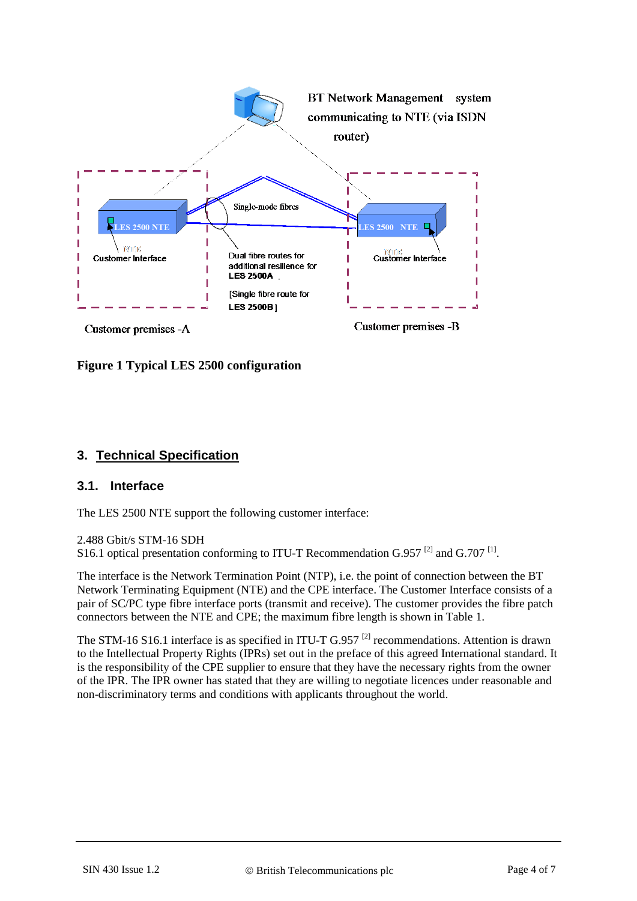BT Network Management system communicating to NTE (via ISDN router)

Single-mode fibres

LES 2500 NTE

Customer Interface

Dual fibre routes for additional resilience for LES 2500A

[Single fibre route for LES 2500B]

LES 2500 NTE

Customer Interface

Customer premises -A

Customer premises -B

**Figure 1 Typical LES 2500 configuration**

## 3. Technical Specification

### 3.1. Interface

The LES 2500 NTE support the following customer interface:

2.488 Gbit/s STM-16 SDH
S16.1 optical presentation conforming to ITU-T Recommendation G.957 [2] and G.707 [1].

The interface is the Network Termination Point (NTP), i.e. the point of connection between the BT Network Terminating Equipment (NTE) and the CPE interface. The Customer Interface consists of a pair of SC/PC type fibre interface ports (transmit and receive). The customer provides the fibre patch connectors between the NTE and CPE; the maximum fibre length is shown in Table 1.

The STM-16 S16.1 interface is as specified in ITU-T G.957 [2] recommendations. Attention is drawn to the Intellectual Property Rights (IPRs) set out in the preface of this agreed International standard. It is the responsibility of the CPE supplier to ensure that they have the necessary rights from the owner of the IPR. The IPR owner has stated that they are willing to negotiate licences under reasonable and non-discriminatory terms and conditions with applicants throughout the world.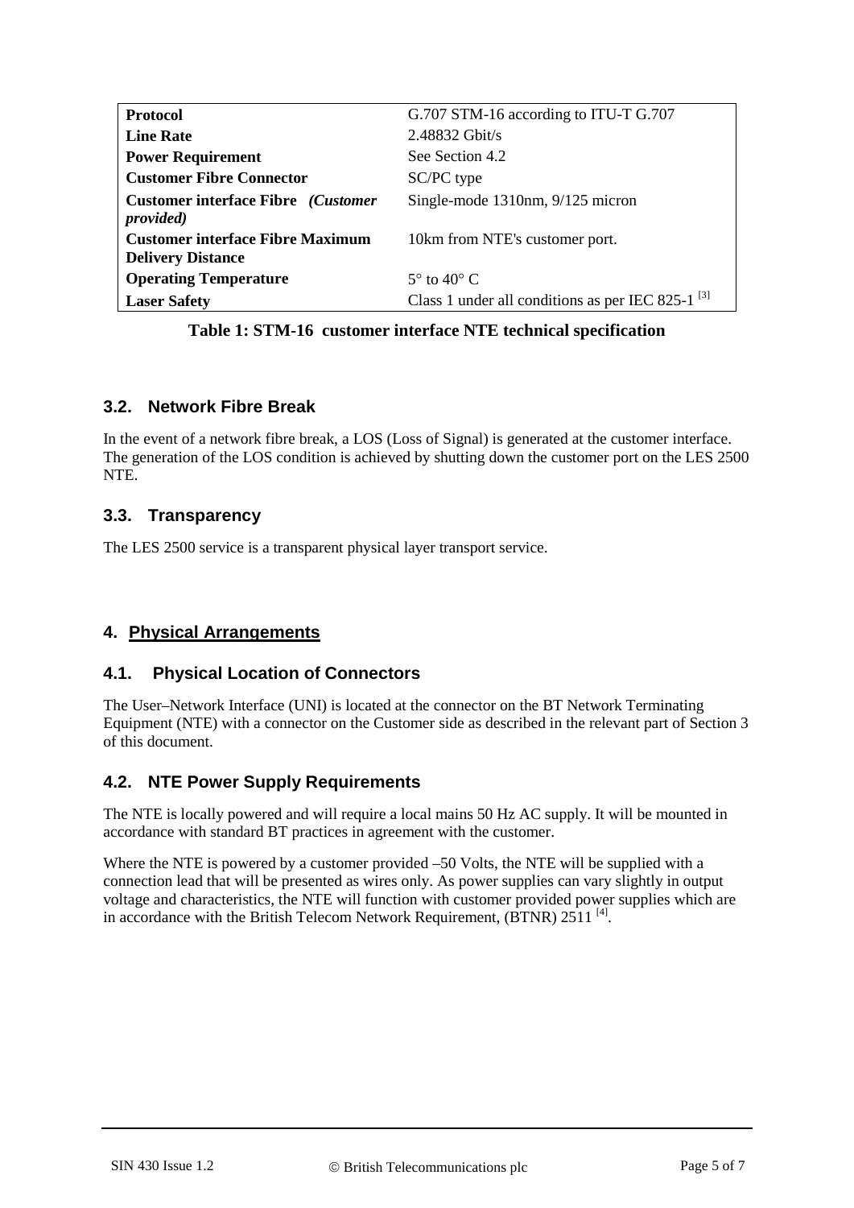| **Protocol** | G.707 STM-16 according to ITU-T G.707 |
| --- | --- |
| **Line Rate** | 2.48832 Gbit/s |
| **Power Requirement** | See Section 4.2 |
| **Customer Fibre Connector** | SC/PC type |
| **Customer interface Fibre** ***(Customer provided)*** | Single-mode 1310nm, 9/125 micron |
| **Customer interface Fibre Maximum Delivery Distance** | 10km from NTE's customer port. |
| **Operating Temperature** | 5° to 40° C |
| **Laser Safety** | Class 1 under all conditions as per IEC 825-1 [3] |

**Table 1: STM-16 customer interface NTE technical specification**

### 3.2. Network Fibre Break

In the event of a network fibre break, a LOS (Loss of Signal) is generated at the customer interface. The generation of the LOS condition is achieved by shutting down the customer port on the LES 2500 NTE.

### 3.3. Transparency

The LES 2500 service is a transparent physical layer transport service.

## 4. Physical Arrangements

### 4.1. Physical Location of Connectors

The User–Network Interface (UNI) is located at the connector on the BT Network Terminating Equipment (NTE) with a connector on the Customer side as described in the relevant part of Section 3 of this document.

### 4.2. NTE Power Supply Requirements

The NTE is locally powered and will require a local mains 50 Hz AC supply. It will be mounted in accordance with standard BT practices in agreement with the customer.

Where the NTE is powered by a customer provided –50 Volts, the NTE will be supplied with a connection lead that will be presented as wires only. As power supplies can vary slightly in output voltage and characteristics, the NTE will function with customer provided power supplies which are in accordance with the British Telecom Network Requirement, (BTNR) 2511 [4].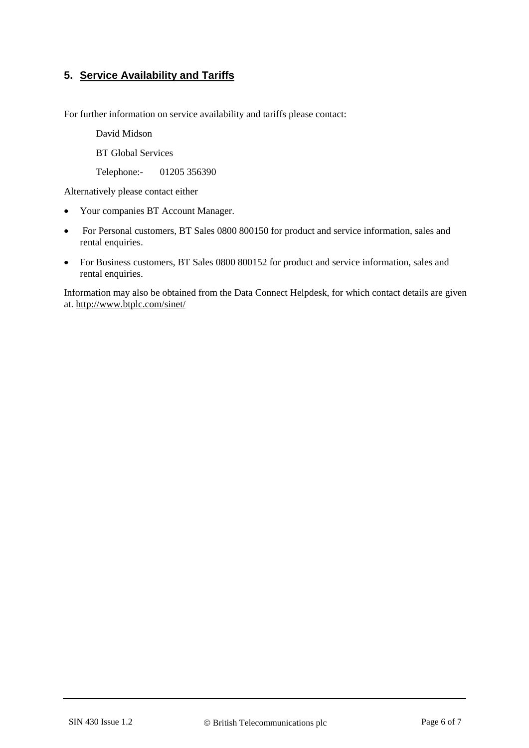## 5. Service Availability and Tariffs

For further information on service availability and tariffs please contact:

David Midson

BT Global Services

Telephone:- 01205 356390

Alternatively please contact either

- Your companies BT Account Manager.
- For Personal customers, BT Sales 0800 800150 for product and service information, sales and rental enquiries.
- For Business customers, BT Sales 0800 800152 for product and service information, sales and rental enquiries.

Information may also be obtained from the Data Connect Helpdesk, for which contact details are given at. http://www.btplc.com/sinet/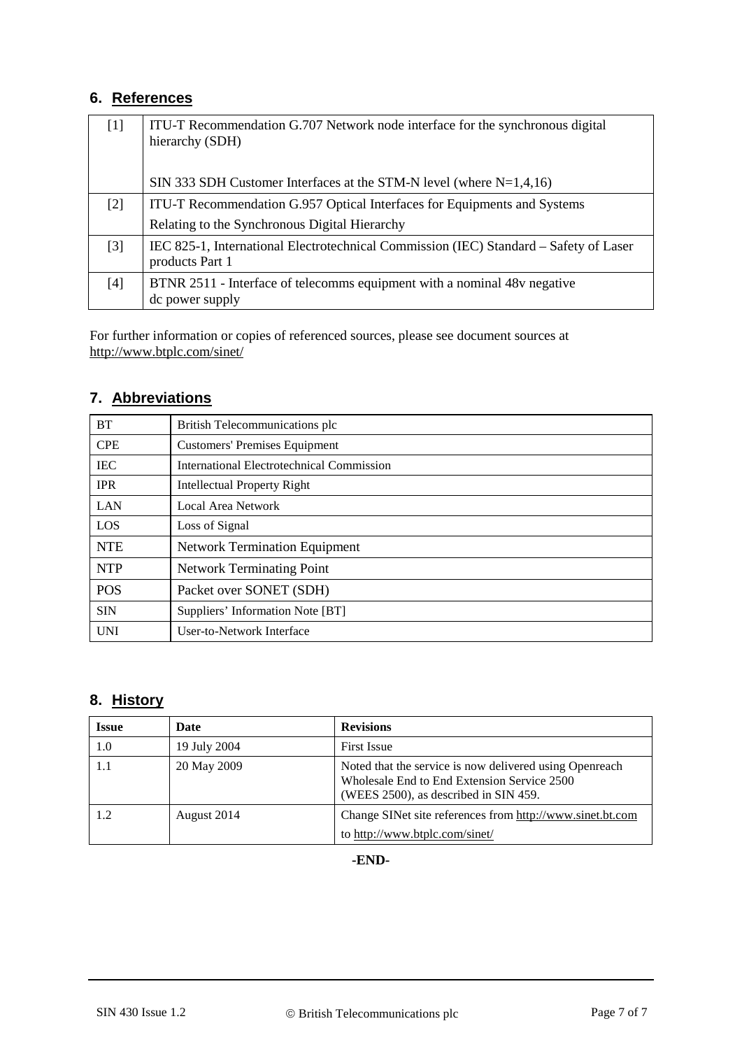## 6. References

| | |
|---|---|
| [1] | ITU-T Recommendation G.707 Network node interface for the synchronous digital hierarchy (SDH)<br><br>SIN 333 SDH Customer Interfaces at the STM-N level (where N=1,4,16) |
| [2] | ITU-T Recommendation G.957 Optical Interfaces for Equipments and Systems Relating to the Synchronous Digital Hierarchy |
| [3] | IEC 825-1, International Electrotechnical Commission (IEC) Standard – Safety of Laser products Part 1 |
| [4] | BTNR 2511 - Interface of telecomms equipment with a nominal 48v negative dc power supply |

For further information or copies of referenced sources, please see document sources at http://www.btplc.com/sinet/

## 7. Abbreviations

| | |
|---|---|
| BT | British Telecommunications plc |
| CPE | Customers' Premises Equipment |
| IEC | International Electrotechnical Commission |
| IPR | Intellectual Property Right |
| LAN | Local Area Network |
| LOS | Loss of Signal |
| NTE | Network Termination Equipment |
| NTP | Network Terminating Point |
| POS | Packet over SONET (SDH) |
| SIN | Suppliers' Information Note [BT] |
| UNI | User-to-Network Interface |

## 8. History

| Issue | Date | Revisions |
|---|---|---|
| 1.0 | 19 July 2004 | First Issue |
| 1.1 | 20 May 2009 | Noted that the service is now delivered using Openreach Wholesale End to End Extension Service 2500 (WEES 2500), as described in SIN 459. |
| 1.2 | August 2014 | Change SINet site references from http://www.sinet.bt.com to http://www.btplc.com/sinet/ |

**-END-**